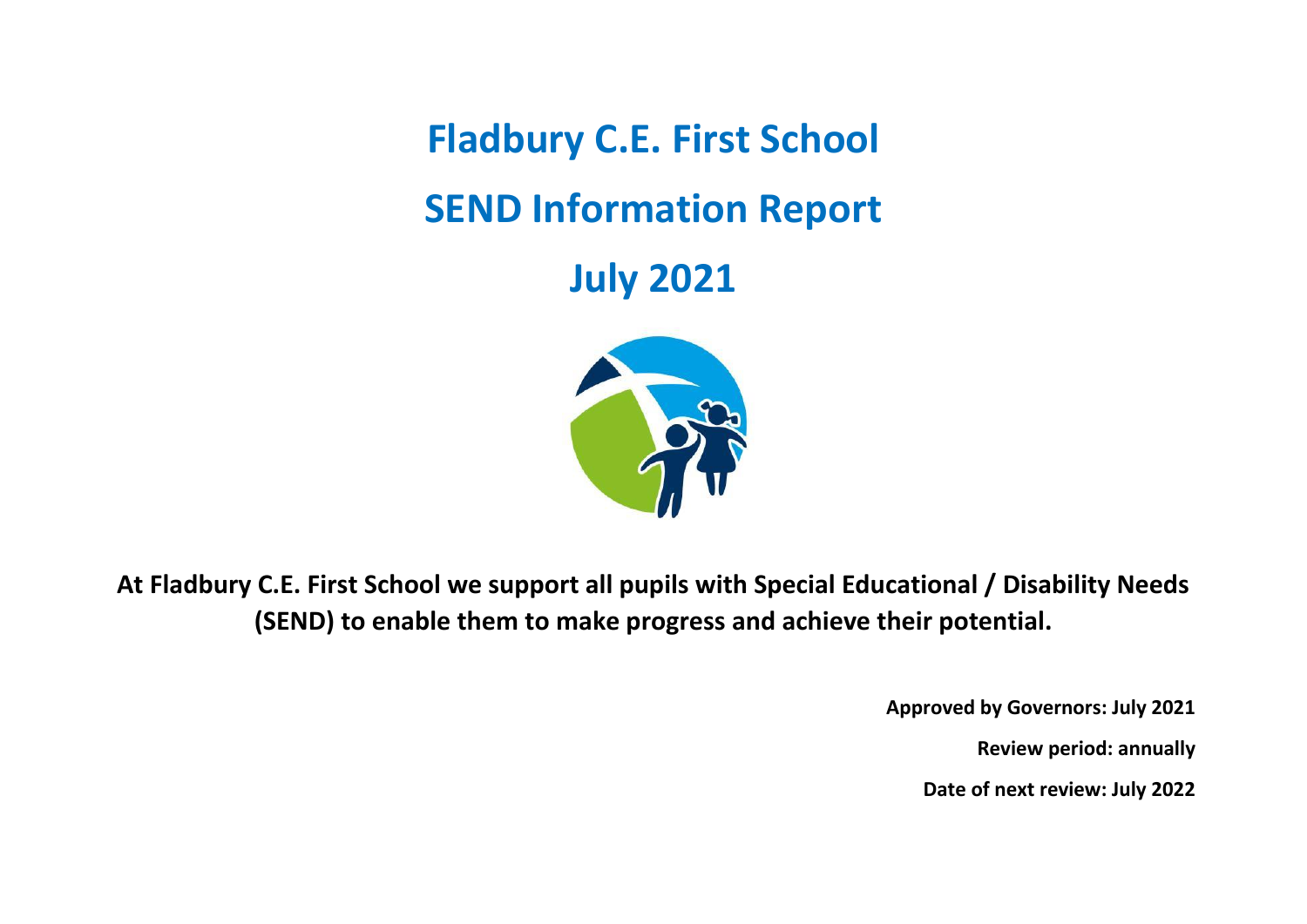# Fladbury C.E. First School

# SEND Information Report

# July 2021

**At Fladbury C.E. First School we support all pupils with Special Educational / Disability Needs (SEND) to enable them to make progress and achieve their potential.**

**Approved by Governors: July 2021**

**Review period: annually**

**Date of next review: July 2022**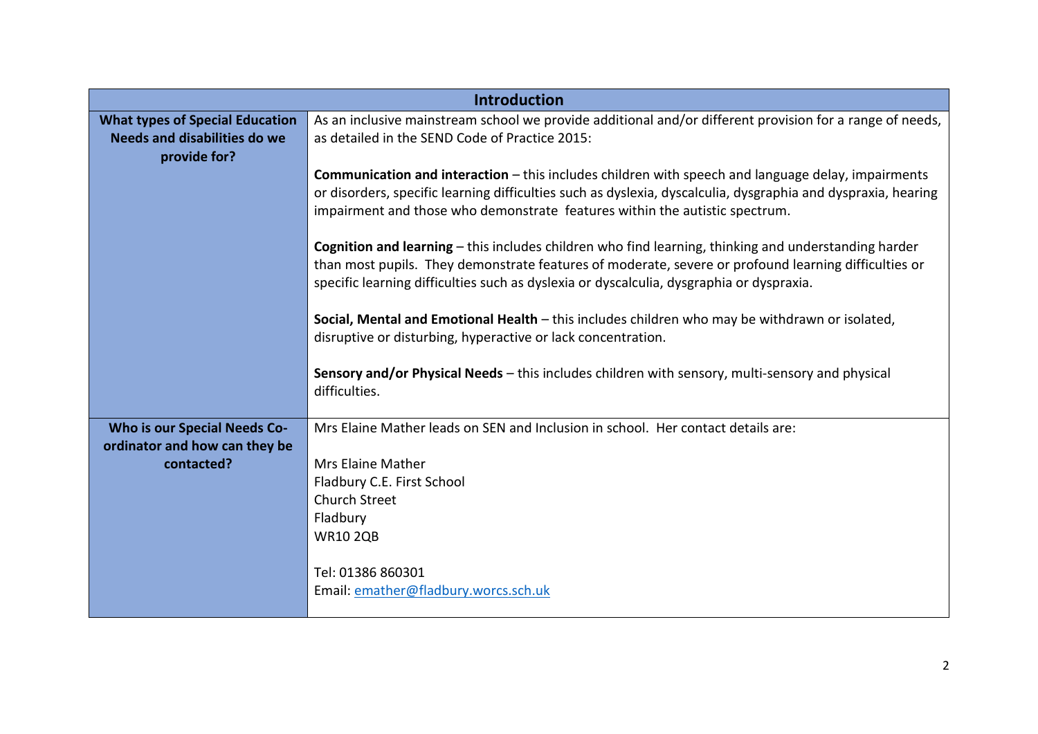| Introduction | |
|---|---|
| **What types of Special Education Needs and disabilities do we provide for?** | As an inclusive mainstream school we provide additional and/or different provision for a range of needs, as detailed in the SEND Code of Practice 2015:<br><br>**Communication and interaction** – this includes children with speech and language delay, impairments or disorders, specific learning difficulties such as dyslexia, dyscalculia, dysgraphia and dyspraxia, hearing impairment and those who demonstrate features within the autistic spectrum.<br><br>**Cognition and learning** – this includes children who find learning, thinking and understanding harder than most pupils. They demonstrate features of moderate, severe or profound learning difficulties or specific learning difficulties such as dyslexia or dyscalculia, dysgraphia or dyspraxia.<br><br>**Social, Mental and Emotional Health** – this includes children who may be withdrawn or isolated, disruptive or disturbing, hyperactive or lack concentration.<br><br>**Sensory and/or Physical Needs** – this includes children with sensory, multi-sensory and physical difficulties. |
| **Who is our Special Needs Co-ordinator and how can they be contacted?** | Mrs Elaine Mather leads on SEN and Inclusion in school. Her contact details are:<br><br>Mrs Elaine Mather<br>Fladbury C.E. First School<br>Church Street<br>Fladbury<br>WR10 2QB<br><br>Tel: 01386 860301<br>Email: emather@fladbury.worcs.sch.uk |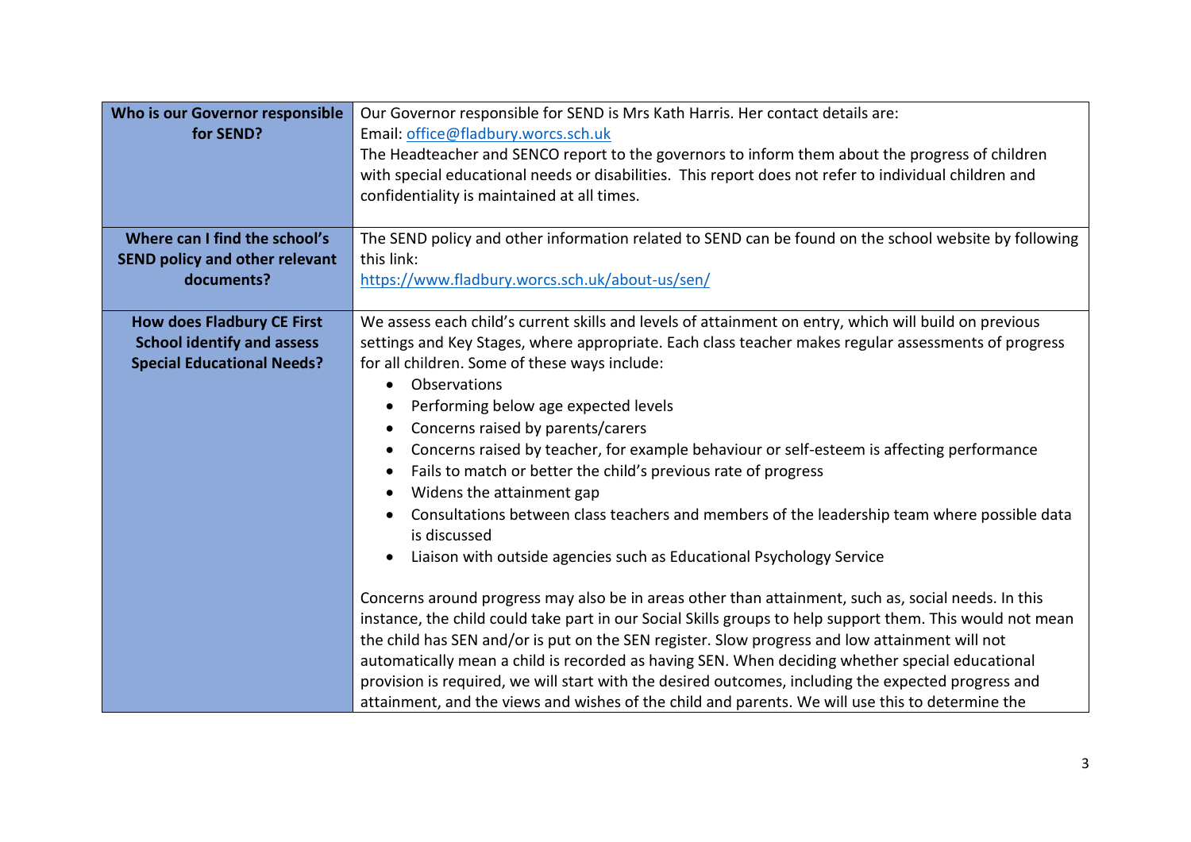| | |
|---|---|
| **Who is our Governor responsible for SEND?** | Our Governor responsible for SEND is Mrs Kath Harris. Her contact details are:<br>Email: office@fladbury.worcs.sch.uk<br>The Headteacher and SENCO report to the governors to inform them about the progress of children with special educational needs or disabilities. This report does not refer to individual children and confidentiality is maintained at all times. |
| **Where can I find the school's SEND policy and other relevant documents?** | The SEND policy and other information related to SEND can be found on the school website by following this link:<br>https://www.fladbury.worcs.sch.uk/about-us/sen/ |
| **How does Fladbury CE First School identify and assess Special Educational Needs?** | We assess each child's current skills and levels of attainment on entry, which will build on previous settings and Key Stages, where appropriate. Each class teacher makes regular assessments of progress for all children. Some of these ways include:<br>• Observations<br>• Performing below age expected levels<br>• Concerns raised by parents/carers<br>• Concerns raised by teacher, for example behaviour or self-esteem is affecting performance<br>• Fails to match or better the child's previous rate of progress<br>• Widens the attainment gap<br>• Consultations between class teachers and members of the leadership team where possible data is discussed<br>• Liaison with outside agencies such as Educational Psychology Service<br><br>Concerns around progress may also be in areas other than attainment, such as, social needs. In this instance, the child could take part in our Social Skills groups to help support them. This would not mean the child has SEN and/or is put on the SEN register. Slow progress and low attainment will not automatically mean a child is recorded as having SEN. When deciding whether special educational provision is required, we will start with the desired outcomes, including the expected progress and attainment, and the views and wishes of the child and parents. We will use this to determine the |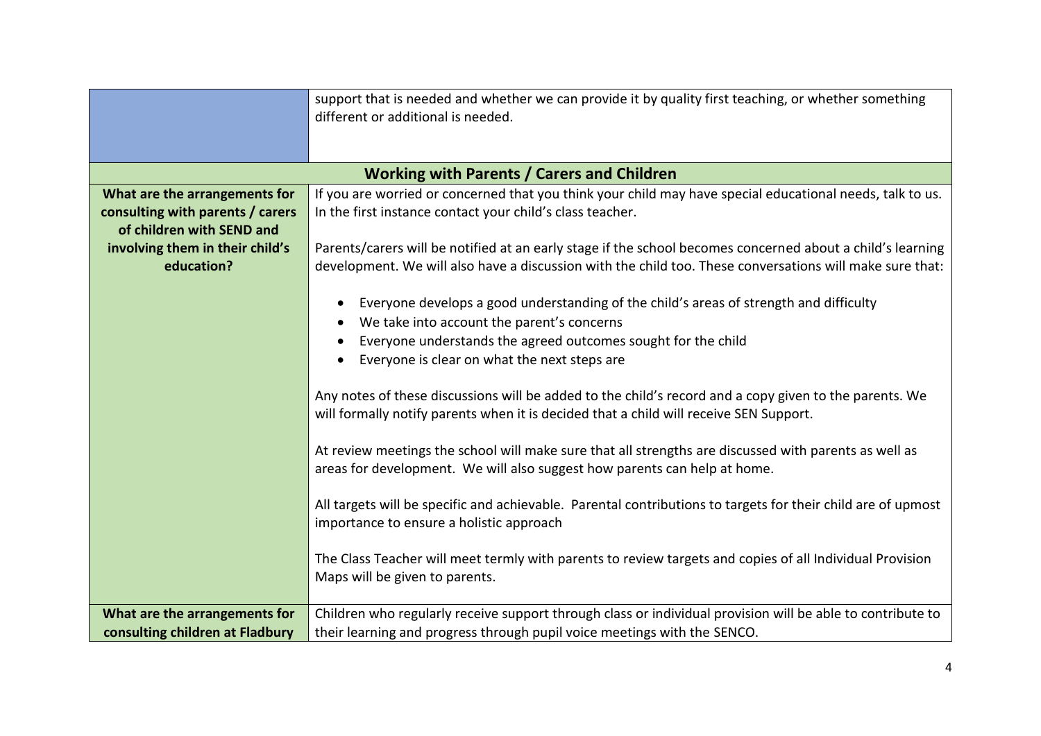| | |
|---|---|
| | support that is needed and whether we can provide it by quality first teaching, or whether something different or additional is needed. |
| **Working with Parents / Carers and Children** | |
| **What are the arrangements for consulting with parents / carers of children with SEND and involving them in their child's education?** | If you are worried or concerned that you think your child may have special educational needs, talk to us. In the first instance contact your child's class teacher.<br><br>Parents/carers will be notified at an early stage if the school becomes concerned about a child's learning development. We will also have a discussion with the child too. These conversations will make sure that:<br><br>• Everyone develops a good understanding of the child's areas of strength and difficulty<br>• We take into account the parent's concerns<br>• Everyone understands the agreed outcomes sought for the child<br>• Everyone is clear on what the next steps are<br><br>Any notes of these discussions will be added to the child's record and a copy given to the parents. We will formally notify parents when it is decided that a child will receive SEN Support.<br><br>At review meetings the school will make sure that all strengths are discussed with parents as well as areas for development. We will also suggest how parents can help at home.<br><br>All targets will be specific and achievable. Parental contributions to targets for their child are of upmost importance to ensure a holistic approach<br><br>The Class Teacher will meet termly with parents to review targets and copies of all Individual Provision Maps will be given to parents. |
| **What are the arrangements for consulting children at Fladbury** | Children who regularly receive support through class or individual provision will be able to contribute to their learning and progress through pupil voice meetings with the SENCO. |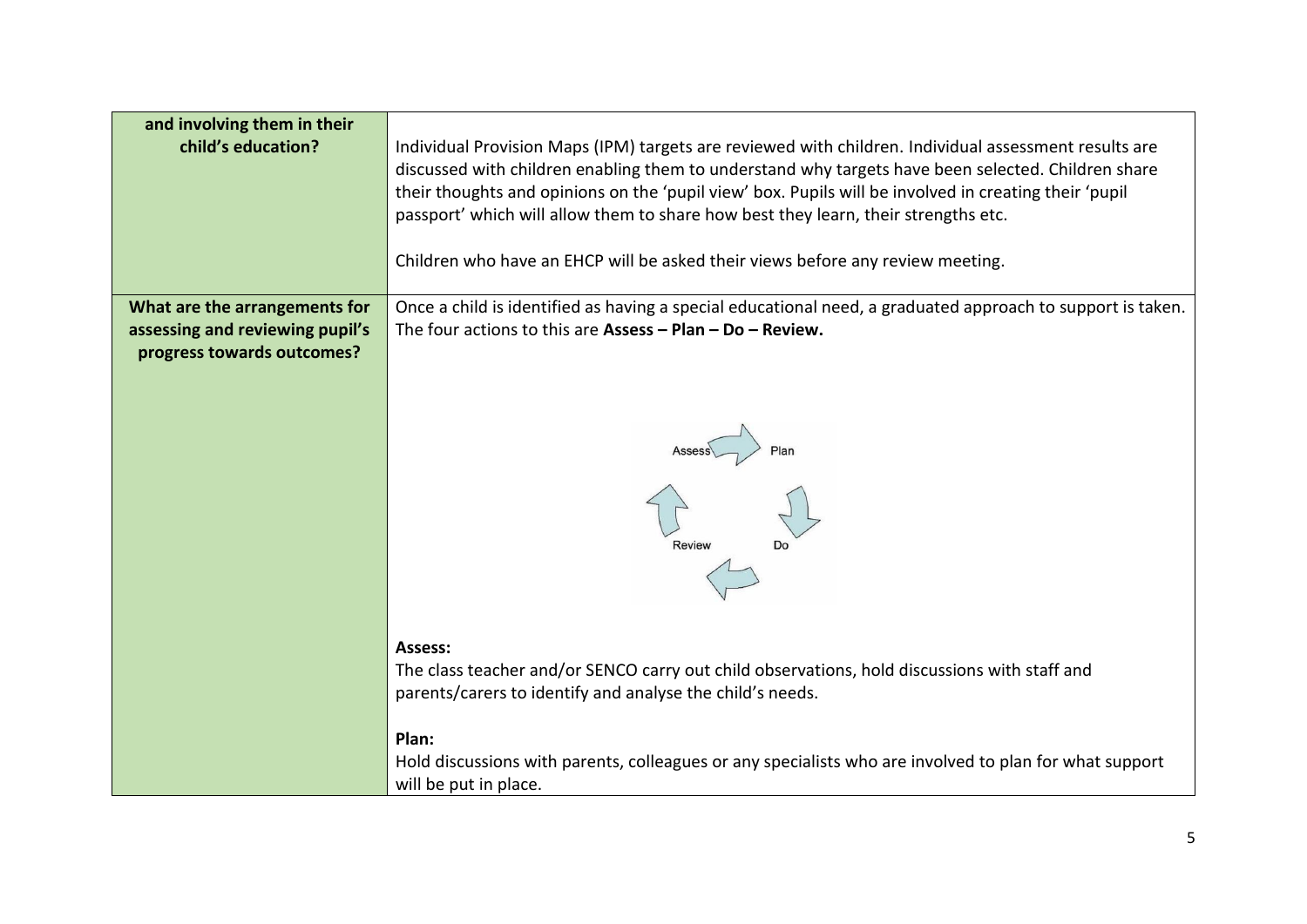| and involving them in their child's education? | Individual Provision Maps (IPM) targets are reviewed with children. Individual assessment results are discussed with children enabling them to understand why targets have been selected. Children share their thoughts and opinions on the 'pupil view' box. Pupils will be involved in creating their 'pupil passport' which will allow them to share how best they learn, their strengths etc.<br><br>Children who have an EHCP will be asked their views before any review meeting. |
|---|---|
| **What are the arrangements for assessing and reviewing pupil's progress towards outcomes?** | Once a child is identified as having a special educational need, a graduated approach to support is taken. The four actions to this are **Assess – Plan – Do – Review.**<br><br>Assess → Plan → Do → Review<br><br>**Assess:**<br>The class teacher and/or SENCO carry out child observations, hold discussions with staff and parents/carers to identify and analyse the child's needs.<br><br>**Plan:**<br>Hold discussions with parents, colleagues or any specialists who are involved to plan for what support will be put in place. |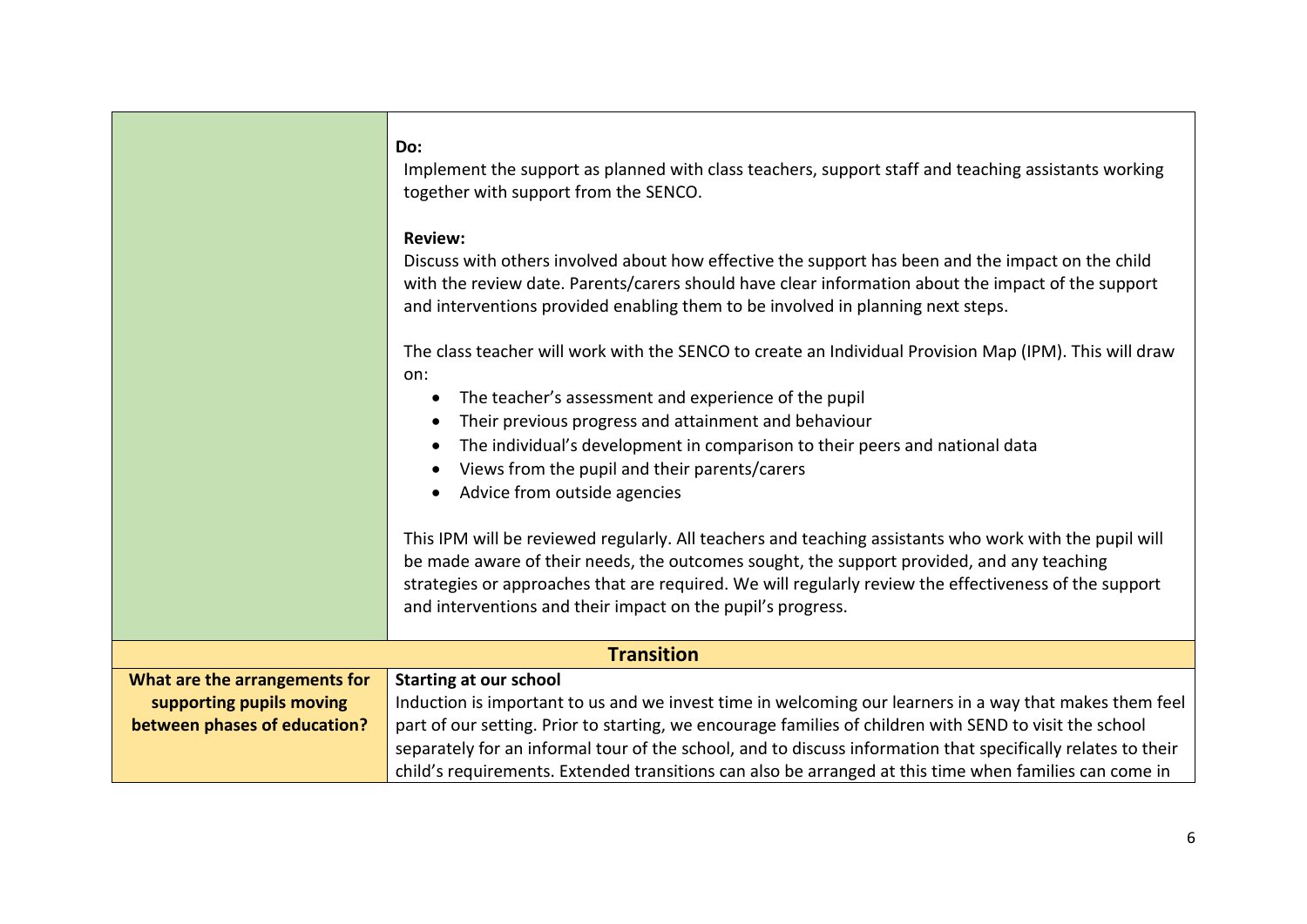| | |
|---|---|
| | **Do:**<br>Implement the support as planned with class teachers, support staff and teaching assistants working together with support from the SENCO.<br><br>**Review:**<br>Discuss with others involved about how effective the support has been and the impact on the child with the review date. Parents/carers should have clear information about the impact of the support and interventions provided enabling them to be involved in planning next steps.<br><br>The class teacher will work with the SENCO to create an Individual Provision Map (IPM). This will draw on:<br>• The teacher's assessment and experience of the pupil<br>• Their previous progress and attainment and behaviour<br>• The individual's development in comparison to their peers and national data<br>• Views from the pupil and their parents/carers<br>• Advice from outside agencies<br><br>This IPM will be reviewed regularly. All teachers and teaching assistants who work with the pupil will be made aware of their needs, the outcomes sought, the support provided, and any teaching strategies or approaches that are required. We will regularly review the effectiveness of the support and interventions and their impact on the pupil's progress. |
| **Transition** | |
| **What are the arrangements for supporting pupils moving between phases of education?** | **Starting at our school**<br>Induction is important to us and we invest time in welcoming our learners in a way that makes them feel part of our setting. Prior to starting, we encourage families of children with SEND to visit the school separately for an informal tour of the school, and to discuss information that specifically relates to their child's requirements. Extended transitions can also be arranged at this time when families can come in |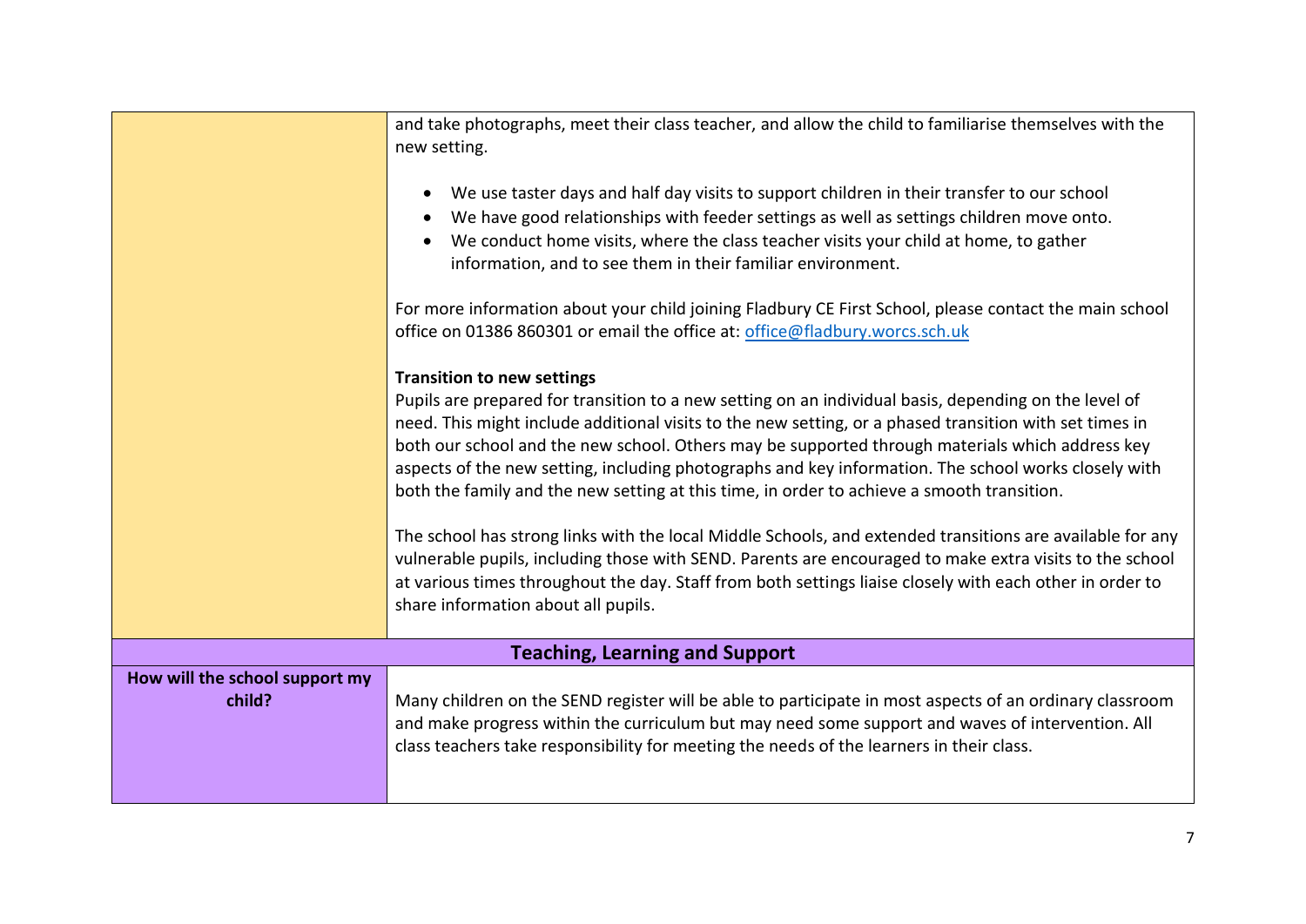| | |
|---|---|
| | and take photographs, meet their class teacher, and allow the child to familiarise themselves with the new setting.<br><br>• We use taster days and half day visits to support children in their transfer to our school<br>• We have good relationships with feeder settings as well as settings children move onto.<br>• We conduct home visits, where the class teacher visits your child at home, to gather information, and to see them in their familiar environment.<br><br>For more information about your child joining Fladbury CE First School, please contact the main school office on 01386 860301 or email the office at: office@fladbury.worcs.sch.uk<br><br>**Transition to new settings**<br>Pupils are prepared for transition to a new setting on an individual basis, depending on the level of need. This might include additional visits to the new setting, or a phased transition with set times in both our school and the new school. Others may be supported through materials which address key aspects of the new setting, including photographs and key information. The school works closely with both the family and the new setting at this time, in order to achieve a smooth transition.<br><br>The school has strong links with the local Middle Schools, and extended transitions are available for any vulnerable pupils, including those with SEND. Parents are encouraged to make extra visits to the school at various times throughout the day. Staff from both settings liaise closely with each other in order to share information about all pupils. |
| **Teaching, Learning and Support** | |
| **How will the school support my child?** | Many children on the SEND register will be able to participate in most aspects of an ordinary classroom and make progress within the curriculum but may need some support and waves of intervention. All class teachers take responsibility for meeting the needs of the learners in their class. |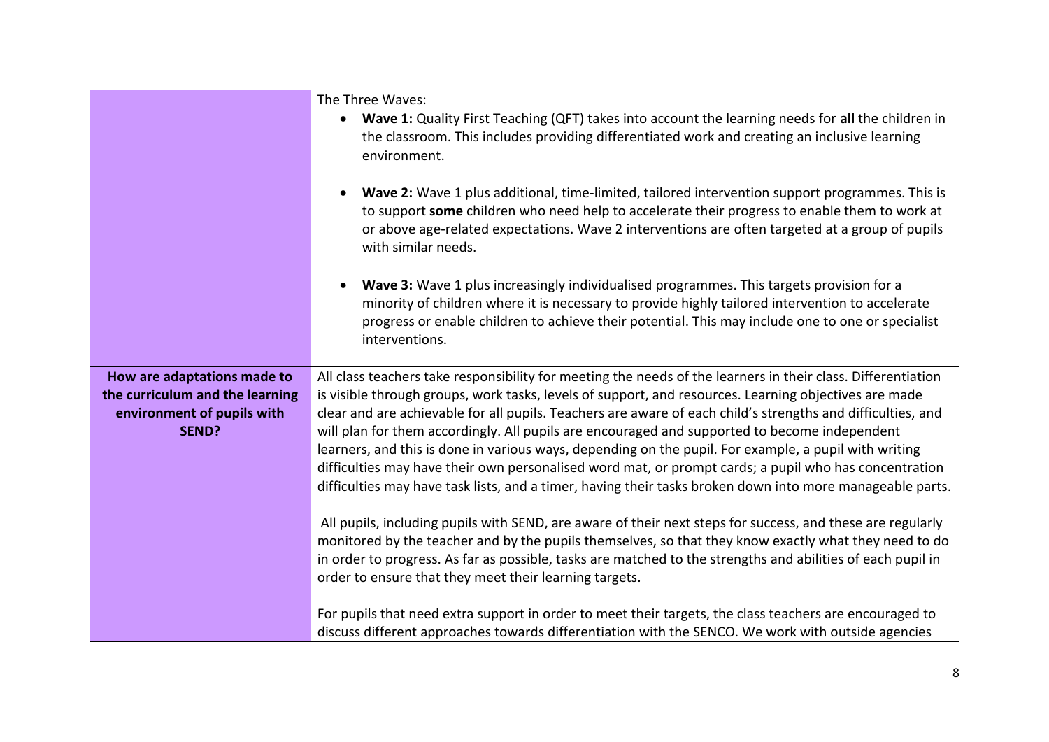| | |
|---|---|
| | The Three Waves:<br>• **Wave 1:** Quality First Teaching (QFT) takes into account the learning needs for **all** the children in the classroom. This includes providing differentiated work and creating an inclusive learning environment.<br><br>• **Wave 2:** Wave 1 plus additional, time-limited, tailored intervention support programmes. This is to support **some** children who need help to accelerate their progress to enable them to work at or above age-related expectations. Wave 2 interventions are often targeted at a group of pupils with similar needs.<br><br>• **Wave 3:** Wave 1 plus increasingly individualised programmes. This targets provision for a minority of children where it is necessary to provide highly tailored intervention to accelerate progress or enable children to achieve their potential. This may include one to one or specialist interventions. |
| **How are adaptations made to the curriculum and the learning environment of pupils with SEND?** | All class teachers take responsibility for meeting the needs of the learners in their class. Differentiation is visible through groups, work tasks, levels of support, and resources. Learning objectives are made clear and are achievable for all pupils. Teachers are aware of each child's strengths and difficulties, and will plan for them accordingly. All pupils are encouraged and supported to become independent learners, and this is done in various ways, depending on the pupil. For example, a pupil with writing difficulties may have their own personalised word mat, or prompt cards; a pupil who has concentration difficulties may have task lists, and a timer, having their tasks broken down into more manageable parts.<br><br>All pupils, including pupils with SEND, are aware of their next steps for success, and these are regularly monitored by the teacher and by the pupils themselves, so that they know exactly what they need to do in order to progress. As far as possible, tasks are matched to the strengths and abilities of each pupil in order to ensure that they meet their learning targets.<br><br>For pupils that need extra support in order to meet their targets, the class teachers are encouraged to discuss different approaches towards differentiation with the SENCO. We work with outside agencies |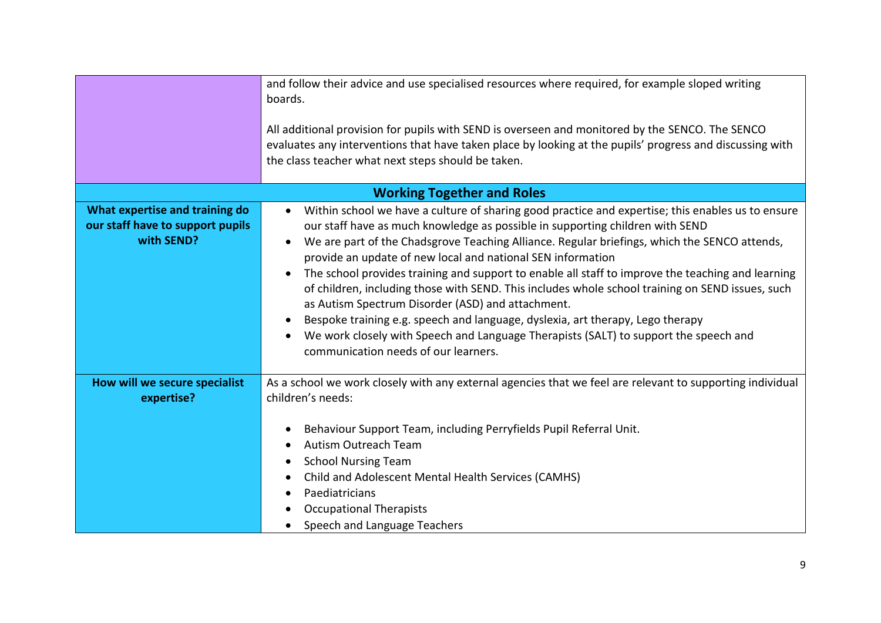| | |
|---|---|
| | and follow their advice and use specialised resources where required, for example sloped writing boards.<br><br>All additional provision for pupils with SEND is overseen and monitored by the SENCO. The SENCO evaluates any interventions that have taken place by looking at the pupils' progress and discussing with the class teacher what next steps should be taken. |
| **Working Together and Roles** | |
| **What expertise and training do our staff have to support pupils with SEND?** | • Within school we have a culture of sharing good practice and expertise; this enables us to ensure our staff have as much knowledge as possible in supporting children with SEND<br>• We are part of the Chadsgrove Teaching Alliance. Regular briefings, which the SENCO attends, provide an update of new local and national SEN information<br>• The school provides training and support to enable all staff to improve the teaching and learning of children, including those with SEND. This includes whole school training on SEND issues, such as Autism Spectrum Disorder (ASD) and attachment.<br>• Bespoke training e.g. speech and language, dyslexia, art therapy, Lego therapy<br>• We work closely with Speech and Language Therapists (SALT) to support the speech and communication needs of our learners. |
| **How will we secure specialist expertise?** | As a school we work closely with any external agencies that we feel are relevant to supporting individual children's needs:<br><br>• Behaviour Support Team, including Perryfields Pupil Referral Unit.<br>• Autism Outreach Team<br>• School Nursing Team<br>• Child and Adolescent Mental Health Services (CAMHS)<br>• Paediatricians<br>• Occupational Therapists<br>• Speech and Language Teachers |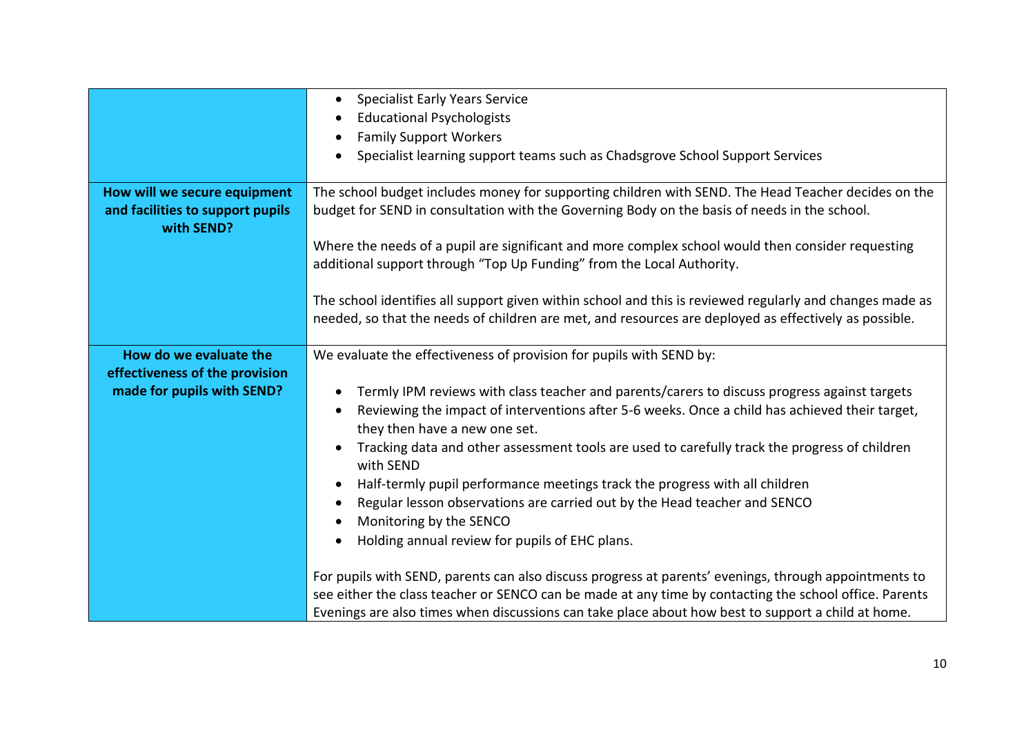| | |
|---|---|
| | • Specialist Early Years Service<br>• Educational Psychologists<br>• Family Support Workers<br>• Specialist learning support teams such as Chadsgrove School Support Services |
| **How will we secure equipment and facilities to support pupils with SEND?** | The school budget includes money for supporting children with SEND. The Head Teacher decides on the budget for SEND in consultation with the Governing Body on the basis of needs in the school.<br><br>Where the needs of a pupil are significant and more complex school would then consider requesting additional support through "Top Up Funding" from the Local Authority.<br><br>The school identifies all support given within school and this is reviewed regularly and changes made as needed, so that the needs of children are met, and resources are deployed as effectively as possible. |
| **How do we evaluate the effectiveness of the provision made for pupils with SEND?** | We evaluate the effectiveness of provision for pupils with SEND by:<br><br>• Termly IPM reviews with class teacher and parents/carers to discuss progress against targets<br>• Reviewing the impact of interventions after 5-6 weeks. Once a child has achieved their target, they then have a new one set.<br>• Tracking data and other assessment tools are used to carefully track the progress of children with SEND<br>• Half-termly pupil performance meetings track the progress with all children<br>• Regular lesson observations are carried out by the Head teacher and SENCO<br>• Monitoring by the SENCO<br>• Holding annual review for pupils of EHC plans.<br><br>For pupils with SEND, parents can also discuss progress at parents' evenings, through appointments to see either the class teacher or SENCO can be made at any time by contacting the school office. Parents Evenings are also times when discussions can take place about how best to support a child at home. |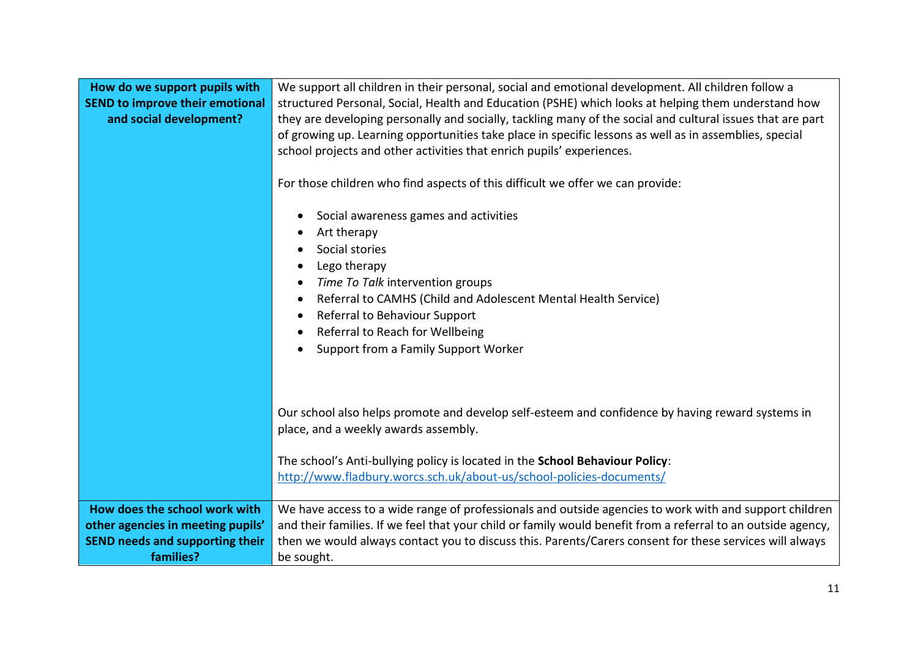| How do we support pupils with SEND to improve their emotional and social development? | We support all children in their personal, social and emotional development. All children follow a structured Personal, Social, Health and Education (PSHE) which looks at helping them understand how they are developing personally and socially, tackling many of the social and cultural issues that are part of growing up. Learning opportunities take place in specific lessons as well as in assemblies, special school projects and other activities that enrich pupils' experiences.<br><br>For those children who find aspects of this difficult we offer we can provide:<br><br>• Social awareness games and activities<br>• Art therapy<br>• Social stories<br>• Lego therapy<br>• *Time To Talk* intervention groups<br>• Referral to CAMHS (Child and Adolescent Mental Health Service)<br>• Referral to Behaviour Support<br>• Referral to Reach for Wellbeing<br>• Support from a Family Support Worker<br><br>Our school also helps promote and develop self-esteem and confidence by having reward systems in place, and a weekly awards assembly.<br><br>The school's Anti-bullying policy is located in the **School Behaviour Policy**:<br>http://www.fladbury.worcs.sch.uk/about-us/school-policies-documents/ |
|---|---|
| **How does the school work with other agencies in meeting pupils' SEND needs and supporting their families?** | We have access to a wide range of professionals and outside agencies to work with and support children and their families. If we feel that your child or family would benefit from a referral to an outside agency, then we would always contact you to discuss this. Parents/Carers consent for these services will always be sought. |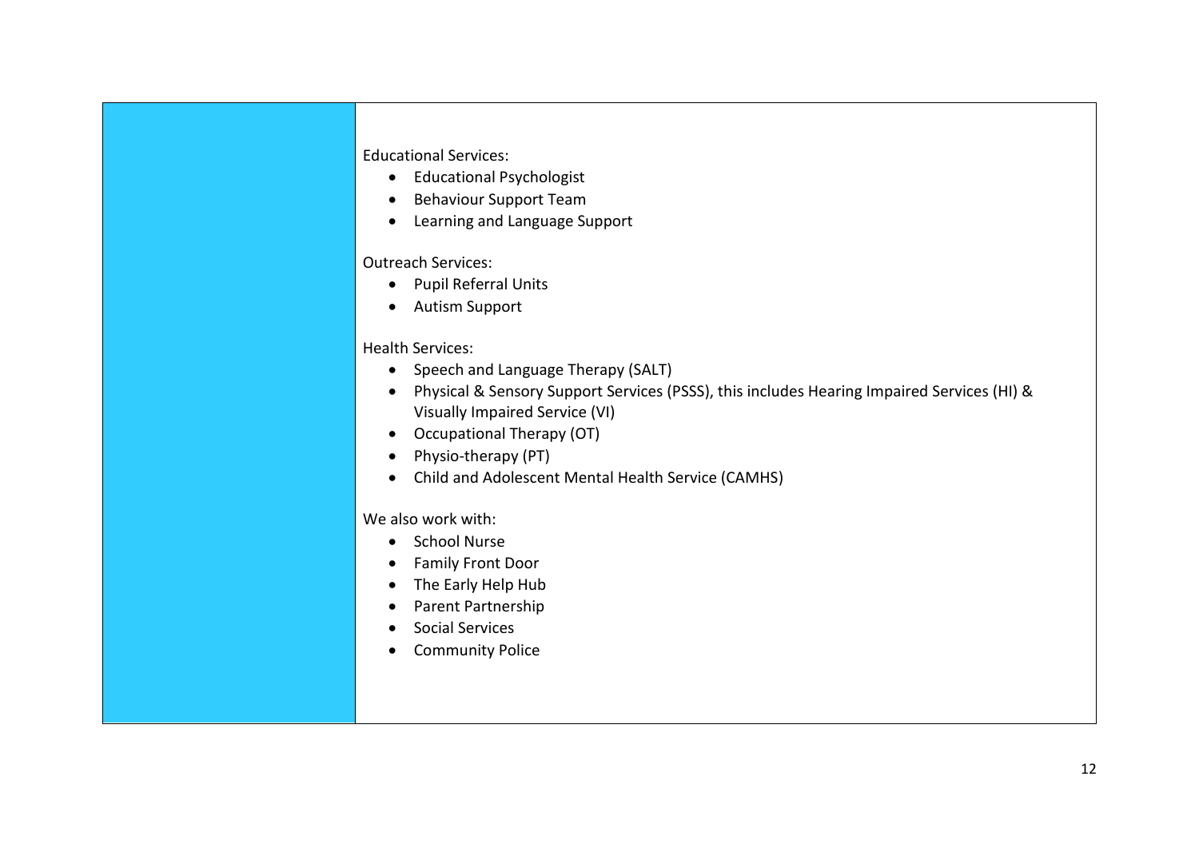Educational Services:

- Educational Psychologist
- Behaviour Support Team
- Learning and Language Support

Outreach Services:

- Pupil Referral Units
- Autism Support

Health Services:

- Speech and Language Therapy (SALT)
- Physical & Sensory Support Services (PSSS), this includes Hearing Impaired Services (HI) & Visually Impaired Service (VI)
- Occupational Therapy (OT)
- Physio-therapy (PT)
- Child and Adolescent Mental Health Service (CAMHS)

We also work with:

- School Nurse
- Family Front Door
- The Early Help Hub
- Parent Partnership
- Social Services
- Community Police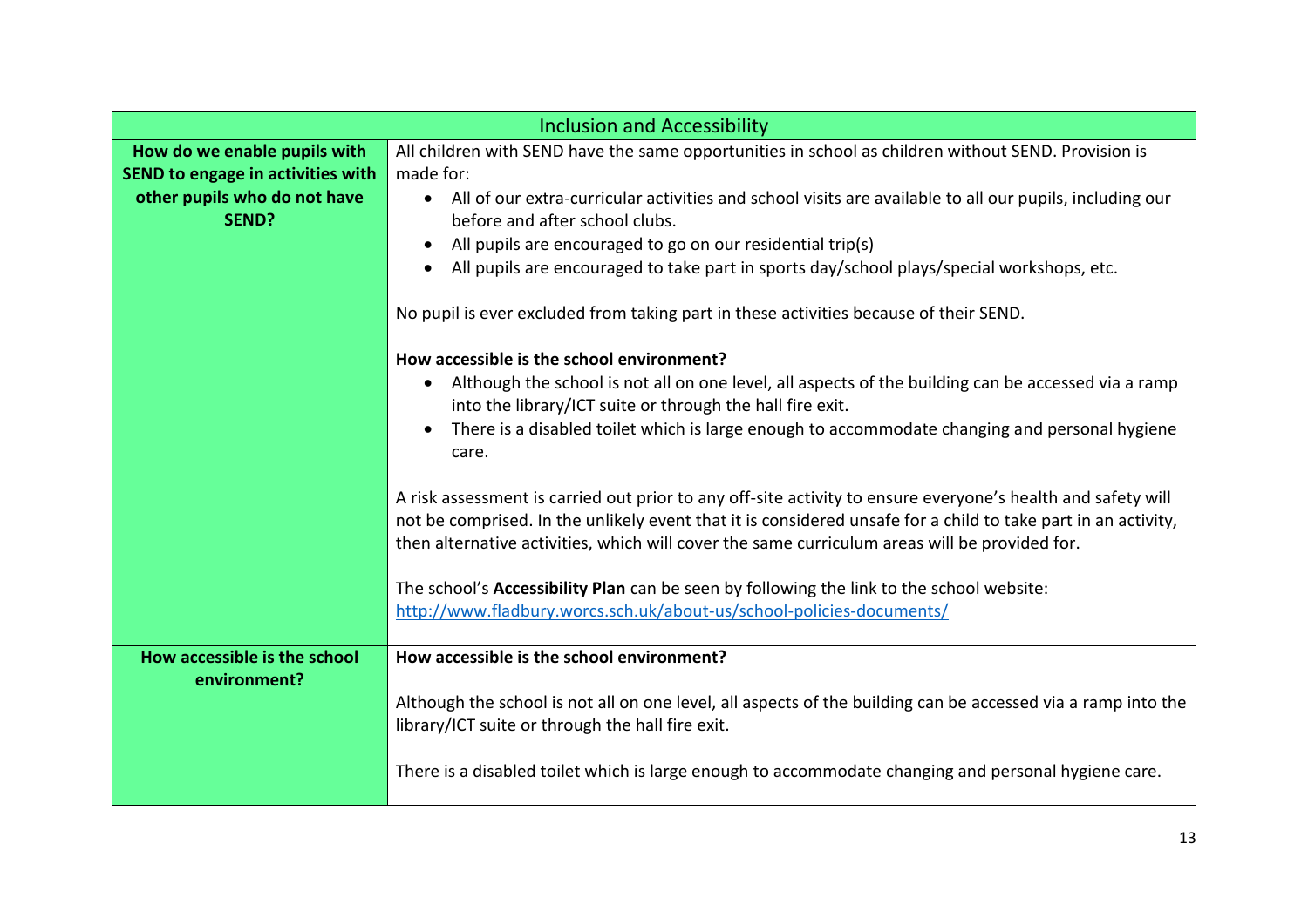| Inclusion and Accessibility | |
|---|---|
| **How do we enable pupils with SEND to engage in activities with other pupils who do not have SEND?** | All children with SEND have the same opportunities in school as children without SEND. Provision is made for:<br>• All of our extra-curricular activities and school visits are available to all our pupils, including our before and after school clubs.<br>• All pupils are encouraged to go on our residential trip(s)<br>• All pupils are encouraged to take part in sports day/school plays/special workshops, etc.<br><br>No pupil is ever excluded from taking part in these activities because of their SEND.<br><br>**How accessible is the school environment?**<br>• Although the school is not all on one level, all aspects of the building can be accessed via a ramp into the library/ICT suite or through the hall fire exit.<br>• There is a disabled toilet which is large enough to accommodate changing and personal hygiene care.<br><br>A risk assessment is carried out prior to any off-site activity to ensure everyone's health and safety will not be comprised. In the unlikely event that it is considered unsafe for a child to take part in an activity, then alternative activities, which will cover the same curriculum areas will be provided for.<br><br>The school's **Accessibility Plan** can be seen by following the link to the school website: [http://www.fladbury.worcs.sch.uk/about-us/school-policies-documents/](http://www.fladbury.worcs.sch.uk/about-us/school-policies-documents/) |
| **How accessible is the school environment?** | **How accessible is the school environment?**<br><br>Although the school is not all on one level, all aspects of the building can be accessed via a ramp into the library/ICT suite or through the hall fire exit.<br><br>There is a disabled toilet which is large enough to accommodate changing and personal hygiene care. |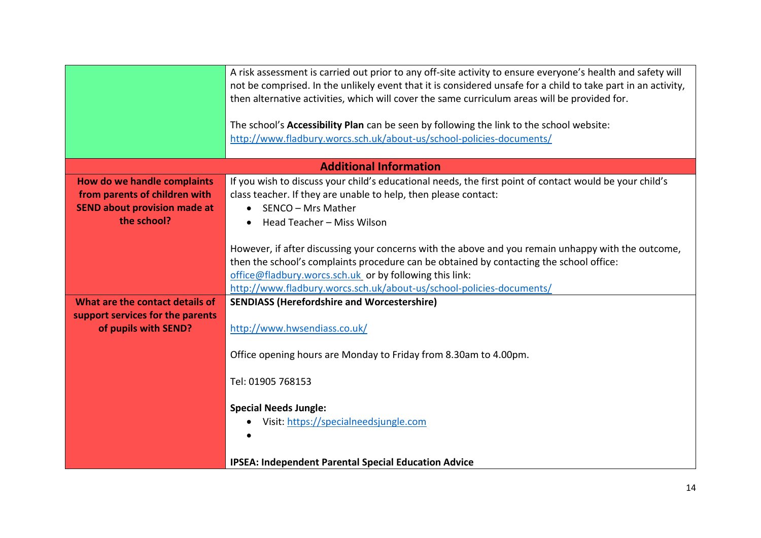| | |
|---|---|
| | A risk assessment is carried out prior to any off-site activity to ensure everyone's health and safety will not be comprised. In the unlikely event that it is considered unsafe for a child to take part in an activity, then alternative activities, which will cover the same curriculum areas will be provided for.<br><br>The school's **Accessibility Plan** can be seen by following the link to the school website: http://www.fladbury.worcs.sch.uk/about-us/school-policies-documents/ |
| **Additional Information** | |
| **How do we handle complaints from parents of children with SEND about provision made at the school?** | If you wish to discuss your child's educational needs, the first point of contact would be your child's class teacher. If they are unable to help, then please contact:<br>• SENCO – Mrs Mather<br>• Head Teacher – Miss Wilson<br><br>However, if after discussing your concerns with the above and you remain unhappy with the outcome, then the school's complaints procedure can be obtained by contacting the school office: office@fladbury.worcs.sch.uk or by following this link: http://www.fladbury.worcs.sch.uk/about-us/school-policies-documents/ |
| **What are the contact details of support services for the parents of pupils with SEND?** | **SENDIASS (Herefordshire and Worcestershire)**<br><br>http://www.hwsendiass.co.uk/<br><br>Office opening hours are Monday to Friday from 8.30am to 4.00pm.<br><br>Tel: 01905 768153<br><br>**Special Needs Jungle:**<br>• Visit: https://specialneedsjungle.com<br>•<br><br>**IPSEA: Independent Parental Special Education Advice** |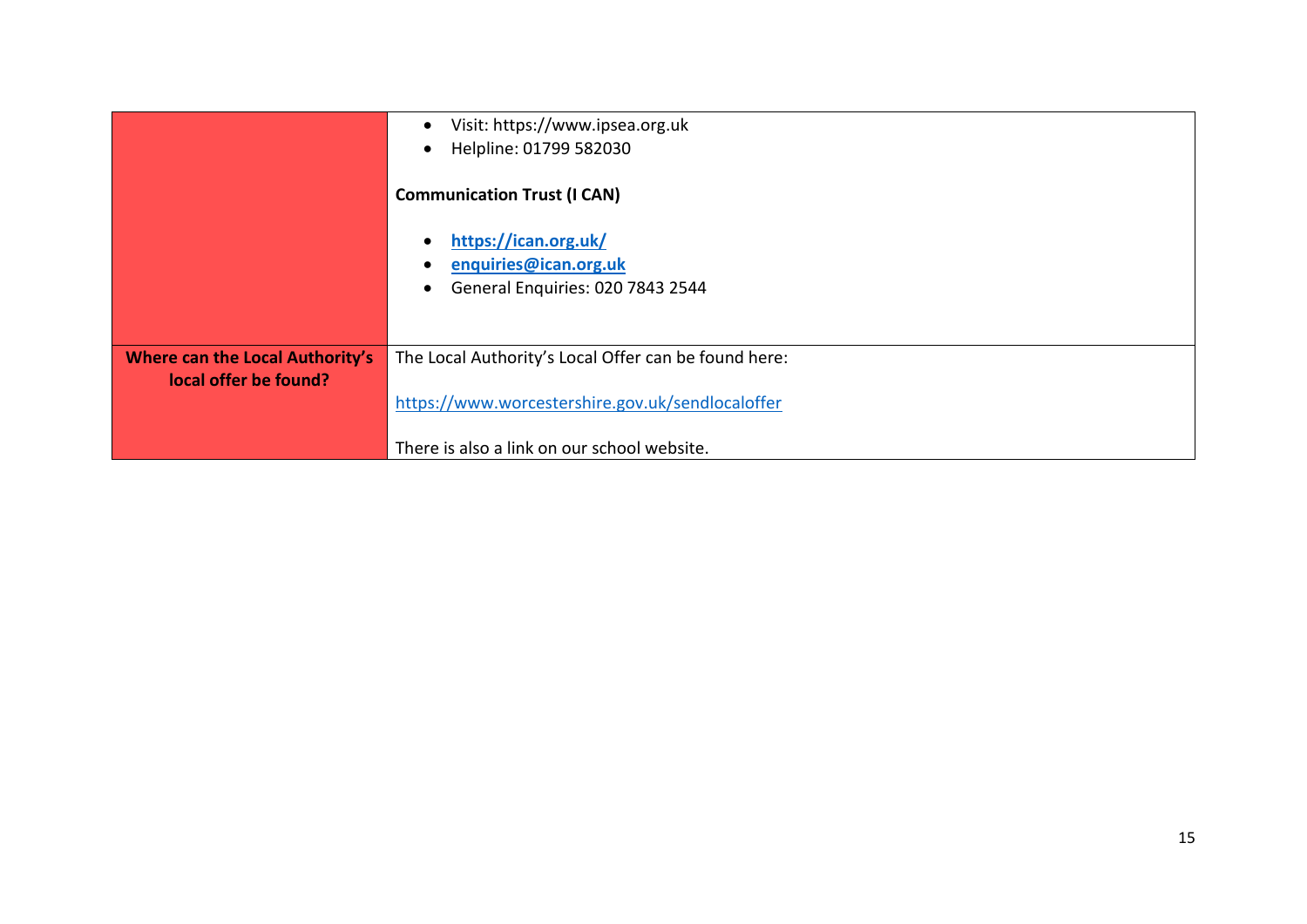| | |
|---|---|
| | • Visit: https://www.ipsea.org.uk<br>• Helpline: 01799 582030<br><br>**Communication Trust (I CAN)**<br><br>• **https://ican.org.uk/**<br>• **enquiries@ican.org.uk**<br>• General Enquiries: 020 7843 2544 |
| **Where can the Local Authority's local offer be found?** | The Local Authority's Local Offer can be found here:<br><br>https://www.worcestershire.gov.uk/sendlocaloffer<br><br>There is also a link on our school website. |